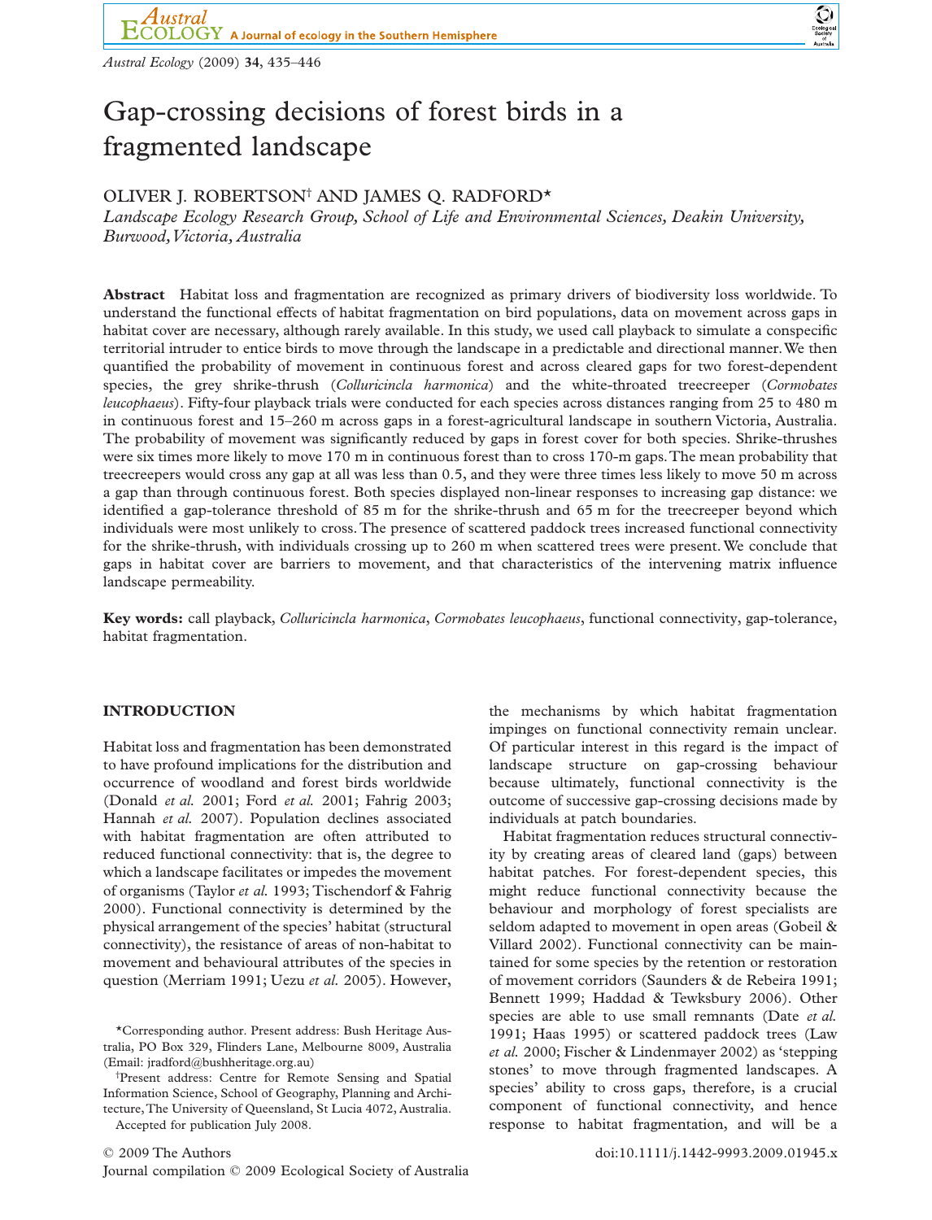# Gap-crossing decisions of forest birds in a fragmented landscape

OLIVER J. ROBERTSON[†] AND JAMES Q. RADFORD*

*Landscape Ecology Research Group, School of Life and Environmental Sciences, Deakin University, Burwood, Victoria, Australia*

**Abstract** Habitat loss and fragmentation are recognized as primary drivers of biodiversity loss worldwide. To understand the functional effects of habitat fragmentation on bird populations, data on movement across gaps in habitat cover are necessary, although rarely available. In this study, we used call playback to simulate a conspecific territorial intruder to entice birds to move through the landscape in a predictable and directional manner. We then quantified the probability of movement in continuous forest and across cleared gaps for two forest-dependent species, the grey shrike-thrush (*Colluricincla harmonica*) and the white-throated treecreeper (*Cormobates leucophaeus*). Fifty-four playback trials were conducted for each species across distances ranging from 25 to 480 m in continuous forest and 15–260 m across gaps in a forest-agricultural landscape in southern Victoria, Australia. The probability of movement was significantly reduced by gaps in forest cover for both species. Shrike-thrushes were six times more likely to move 170 m in continuous forest than to cross 170-m gaps. The mean probability that treecreepers would cross any gap at all was less than 0.5, and they were three times less likely to move 50 m across a gap than through continuous forest. Both species displayed non-linear responses to increasing gap distance: we identified a gap-tolerance threshold of 85 m for the shrike-thrush and 65 m for the treecreeper beyond which individuals were most unlikely to cross. The presence of scattered paddock trees increased functional connectivity for the shrike-thrush, with individuals crossing up to 260 m when scattered trees were present. We conclude that gaps in habitat cover are barriers to movement, and that characteristics of the intervening matrix influence landscape permeability.

**Key words:** call playback, *Colluricincla harmonica*, *Cormobates leucophaeus*, functional connectivity, gap-tolerance, habitat fragmentation.

## INTRODUCTION

Habitat loss and fragmentation has been demonstrated to have profound implications for the distribution and occurrence of woodland and forest birds worldwide (Donald *et al.* 2001; Ford *et al.* 2001; Fahrig 2003; Hannah *et al.* 2007). Population declines associated with habitat fragmentation are often attributed to reduced functional connectivity: that is, the degree to which a landscape facilitates or impedes the movement of organisms (Taylor *et al.* 1993; Tischendorf & Fahrig 2000). Functional connectivity is determined by the physical arrangement of the species' habitat (structural connectivity), the resistance of areas of non-habitat to movement and behavioural attributes of the species in question (Merriam 1991; Uezu *et al.* 2005). However, the mechanisms by which habitat fragmentation impinges on functional connectivity remain unclear. Of particular interest in this regard is the impact of landscape structure on gap-crossing behaviour because ultimately, functional connectivity is the outcome of successive gap-crossing decisions made by individuals at patch boundaries.

Habitat fragmentation reduces structural connectivity by creating areas of cleared land (gaps) between habitat patches. For forest-dependent species, this might reduce functional connectivity because the behaviour and morphology of forest specialists are seldom adapted to movement in open areas (Gobeil & Villard 2002). Functional connectivity can be maintained for some species by the retention or restoration of movement corridors (Saunders & de Rebeira 1991; Bennett 1999; Haddad & Tewksbury 2006). Other species are able to use small remnants (Date *et al.* 1991; Haas 1995) or scattered paddock trees (Law *et al.* 2000; Fischer & Lindenmayer 2002) as 'stepping stones' to move through fragmented landscapes. A species' ability to cross gaps, therefore, is a crucial component of functional connectivity, and hence response to habitat fragmentation, and will be a

*Corresponding author. Present address: Bush Heritage Australia, PO Box 329, Flinders Lane, Melbourne 8009, Australia (Email: jradford@bushheritage.org.au)

[†]Present address: Centre for Remote Sensing and Spatial Information Science, School of Geography, Planning and Architecture, The University of Queensland, St Lucia 4072, Australia.

Accepted for publication July 2008.

© 2009 The Authors
Journal compilation © 2009 Ecological Society of Australia

doi:10.1111/j.1442-9993.2009.01945.x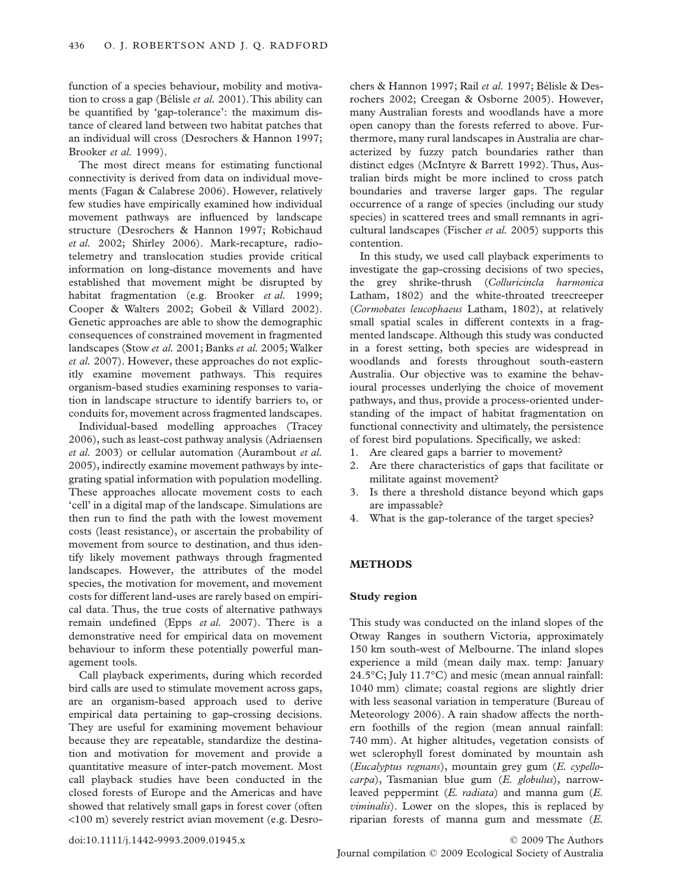function of a species behaviour, mobility and motivation to cross a gap (Bélisle *et al.* 2001). This ability can be quantified by 'gap-tolerance': the maximum distance of cleared land between two habitat patches that an individual will cross (Desrochers & Hannon 1997; Brooker *et al.* 1999).

The most direct means for estimating functional connectivity is derived from data on individual movements (Fagan & Calabrese 2006). However, relatively few studies have empirically examined how individual movement pathways are influenced by landscape structure (Desrochers & Hannon 1997; Robichaud *et al.* 2002; Shirley 2006). Mark-recapture, radiotelemetry and translocation studies provide critical information on long-distance movements and have established that movement might be disrupted by habitat fragmentation (e.g. Brooker *et al.* 1999; Cooper & Walters 2002; Gobeil & Villard 2002). Genetic approaches are able to show the demographic consequences of constrained movement in fragmented landscapes (Stow *et al.* 2001; Banks *et al.* 2005; Walker *et al.* 2007). However, these approaches do not explicitly examine movement pathways. This requires organism-based studies examining responses to variation in landscape structure to identify barriers to, or conduits for, movement across fragmented landscapes.

Individual-based modelling approaches (Tracey 2006), such as least-cost pathway analysis (Adriaensen *et al.* 2003) or cellular automation (Aurambout *et al.* 2005), indirectly examine movement pathways by integrating spatial information with population modelling. These approaches allocate movement costs to each 'cell' in a digital map of the landscape. Simulations are then run to find the path with the lowest movement costs (least resistance), or ascertain the probability of movement from source to destination, and thus identify likely movement pathways through fragmented landscapes. However, the attributes of the model species, the motivation for movement, and movement costs for different land-uses are rarely based on empirical data. Thus, the true costs of alternative pathways remain undefined (Epps *et al.* 2007). There is a demonstrative need for empirical data on movement behaviour to inform these potentially powerful management tools.

Call playback experiments, during which recorded bird calls are used to stimulate movement across gaps, are an organism-based approach used to derive empirical data pertaining to gap-crossing decisions. They are useful for examining movement behaviour because they are repeatable, standardize the destination and motivation for movement and provide a quantitative measure of inter-patch movement. Most call playback studies have been conducted in the closed forests of Europe and the Americas and have showed that relatively small gaps in forest cover (often <100 m) severely restrict avian movement (e.g. Desrochers & Hannon 1997; Rail *et al.* 1997; Bélisle & Desrochers 2002; Creegan & Osborne 2005). However, many Australian forests and woodlands have a more open canopy than the forests referred to above. Furthermore, many rural landscapes in Australia are characterized by fuzzy patch boundaries rather than distinct edges (McIntyre & Barrett 1992). Thus, Australian birds might be more inclined to cross patch boundaries and traverse larger gaps. The regular occurrence of a range of species (including our study species) in scattered trees and small remnants in agricultural landscapes (Fischer *et al.* 2005) supports this contention.

In this study, we used call playback experiments to investigate the gap-crossing decisions of two species, the grey shrike-thrush (*Colluricincla harmonica* Latham, 1802) and the white-throated treecreeper (*Cormobates leucophaeus* Latham, 1802), at relatively small spatial scales in different contexts in a fragmented landscape. Although this study was conducted in a forest setting, both species are widespread in woodlands and forests throughout south-eastern Australia. Our objective was to examine the behavioural processes underlying the choice of movement pathways, and thus, provide a process-oriented understanding of the impact of habitat fragmentation on functional connectivity and ultimately, the persistence of forest bird populations. Specifically, we asked:

1. Are cleared gaps a barrier to movement?
2. Are there characteristics of gaps that facilitate or militate against movement?
3. Is there a threshold distance beyond which gaps are impassable?
4. What is the gap-tolerance of the target species?

## METHODS

### Study region

This study was conducted on the inland slopes of the Otway Ranges in southern Victoria, approximately 150 km south-west of Melbourne. The inland slopes experience a mild (mean daily max. temp: January 24.5°C; July 11.7°C) and mesic (mean annual rainfall: 1040 mm) climate; coastal regions are slightly drier with less seasonal variation in temperature (Bureau of Meteorology 2006). A rain shadow affects the northern foothills of the region (mean annual rainfall: 740 mm). At higher altitudes, vegetation consists of wet sclerophyll forest dominated by mountain ash (*Eucalyptus regnans*), mountain grey gum (*E. cypellocarpa*), Tasmanian blue gum (*E. globulus*), narrow-leaved peppermint (*E. radiata*) and manna gum (*E. viminalis*). Lower on the slopes, this is replaced by riparian forests of manna gum and messmate (*E.*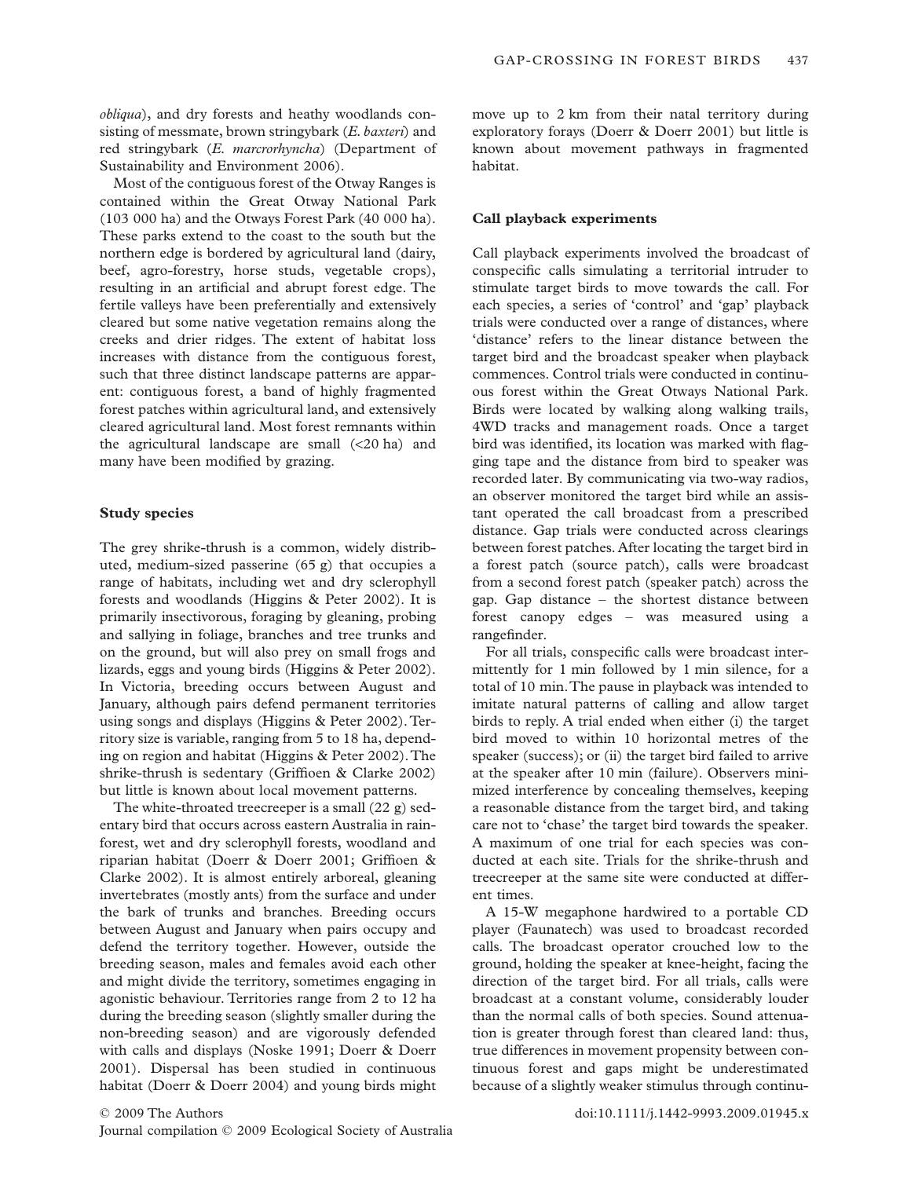*obliqua*), and dry forests and heathy woodlands consisting of messmate, brown stringybark (*E. baxteri*) and red stringybark (*E. marcrorhyncha*) (Department of Sustainability and Environment 2006).

Most of the contiguous forest of the Otway Ranges is contained within the Great Otway National Park (103 000 ha) and the Otways Forest Park (40 000 ha). These parks extend to the coast to the south but the northern edge is bordered by agricultural land (dairy, beef, agro-forestry, horse studs, vegetable crops), resulting in an artificial and abrupt forest edge. The fertile valleys have been preferentially and extensively cleared but some native vegetation remains along the creeks and drier ridges. The extent of habitat loss increases with distance from the contiguous forest, such that three distinct landscape patterns are apparent: contiguous forest, a band of highly fragmented forest patches within agricultural land, and extensively cleared agricultural land. Most forest remnants within the agricultural landscape are small (<20 ha) and many have been modified by grazing.

### Study species

The grey shrike-thrush is a common, widely distributed, medium-sized passerine (65 g) that occupies a range of habitats, including wet and dry sclerophyll forests and woodlands (Higgins & Peter 2002). It is primarily insectivorous, foraging by gleaning, probing and sallying in foliage, branches and tree trunks and on the ground, but will also prey on small frogs and lizards, eggs and young birds (Higgins & Peter 2002). In Victoria, breeding occurs between August and January, although pairs defend permanent territories using songs and displays (Higgins & Peter 2002). Territory size is variable, ranging from 5 to 18 ha, depending on region and habitat (Higgins & Peter 2002). The shrike-thrush is sedentary (Griffioen & Clarke 2002) but little is known about local movement patterns.

The white-throated treecreeper is a small (22 g) sedentary bird that occurs across eastern Australia in rainforest, wet and dry sclerophyll forests, woodland and riparian habitat (Doerr & Doerr 2001; Griffioen & Clarke 2002). It is almost entirely arboreal, gleaning invertebrates (mostly ants) from the surface and under the bark of trunks and branches. Breeding occurs between August and January when pairs occupy and defend the territory together. However, outside the breeding season, males and females avoid each other and might divide the territory, sometimes engaging in agonistic behaviour. Territories range from 2 to 12 ha during the breeding season (slightly smaller during the non-breeding season) and are vigorously defended with calls and displays (Noske 1991; Doerr & Doerr 2001). Dispersal has been studied in continuous habitat (Doerr & Doerr 2004) and young birds might move up to 2 km from their natal territory during exploratory forays (Doerr & Doerr 2001) but little is known about movement pathways in fragmented habitat.

### Call playback experiments

Call playback experiments involved the broadcast of conspecific calls simulating a territorial intruder to stimulate target birds to move towards the call. For each species, a series of 'control' and 'gap' playback trials were conducted over a range of distances, where 'distance' refers to the linear distance between the target bird and the broadcast speaker when playback commences. Control trials were conducted in continuous forest within the Great Otways National Park. Birds were located by walking along walking trails, 4WD tracks and management roads. Once a target bird was identified, its location was marked with flagging tape and the distance from bird to speaker was recorded later. By communicating via two-way radios, an observer monitored the target bird while an assistant operated the call broadcast from a prescribed distance. Gap trials were conducted across clearings between forest patches. After locating the target bird in a forest patch (source patch), calls were broadcast from a second forest patch (speaker patch) across the gap. Gap distance – the shortest distance between forest canopy edges – was measured using a rangefinder.

For all trials, conspecific calls were broadcast intermittently for 1 min followed by 1 min silence, for a total of 10 min. The pause in playback was intended to imitate natural patterns of calling and allow target birds to reply. A trial ended when either (i) the target bird moved to within 10 horizontal metres of the speaker (success); or (ii) the target bird failed to arrive at the speaker after 10 min (failure). Observers minimized interference by concealing themselves, keeping a reasonable distance from the target bird, and taking care not to 'chase' the target bird towards the speaker. A maximum of one trial for each species was conducted at each site. Trials for the shrike-thrush and treecreeper at the same site were conducted at different times.

A 15-W megaphone hardwired to a portable CD player (Faunatech) was used to broadcast recorded calls. The broadcast operator crouched low to the ground, holding the speaker at knee-height, facing the direction of the target bird. For all trials, calls were broadcast at a constant volume, considerably louder than the normal calls of both species. Sound attenuation is greater through forest than cleared land: thus, true differences in movement propensity between continuous forest and gaps might be underestimated because of a slightly weaker stimulus through continu-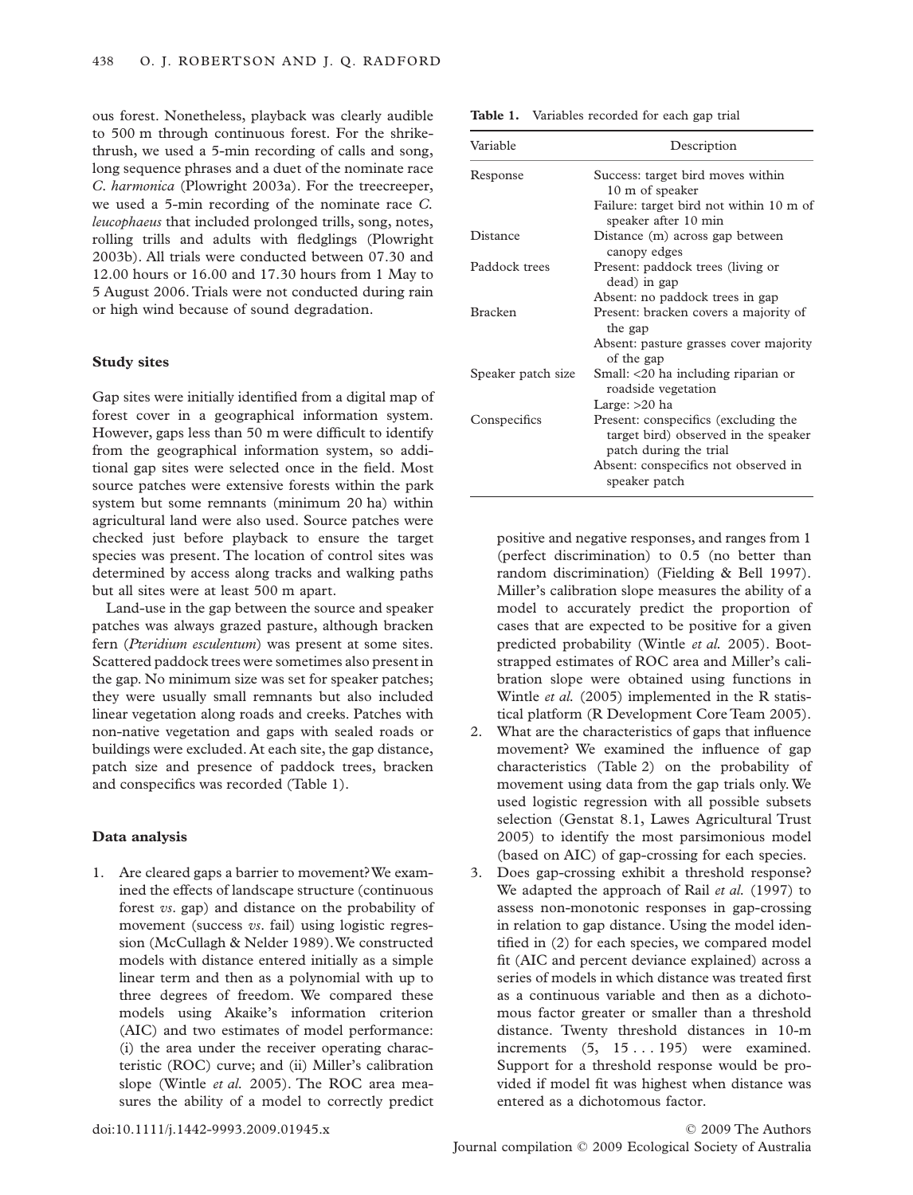ous forest. Nonetheless, playback was clearly audible to 500 m through continuous forest. For the shrike-thrush, we used a 5-min recording of calls and song, long sequence phrases and a duet of the nominate race *C. harmonica* (Plowright 2003a). For the treecreeper, we used a 5-min recording of the nominate race *C. leucophaeus* that included prolonged trills, song, notes, rolling trills and adults with fledglings (Plowright 2003b). All trials were conducted between 07.30 and 12.00 hours or 16.00 and 17.30 hours from 1 May to 5 August 2006. Trials were not conducted during rain or high wind because of sound degradation.

### Study sites

Gap sites were initially identified from a digital map of forest cover in a geographical information system. However, gaps less than 50 m were difficult to identify from the geographical information system, so additional gap sites were selected once in the field. Most source patches were extensive forests within the park system but some remnants (minimum 20 ha) within agricultural land were also used. Source patches were checked just before playback to ensure the target species was present. The location of control sites was determined by access along tracks and walking paths but all sites were at least 500 m apart.

Land-use in the gap between the source and speaker patches was always grazed pasture, although bracken fern (*Pteridium esculentum*) was present at some sites. Scattered paddock trees were sometimes also present in the gap. No minimum size was set for speaker patches; they were usually small remnants but also included linear vegetation along roads and creeks. Patches with non-native vegetation and gaps with sealed roads or buildings were excluded. At each site, the gap distance, patch size and presence of paddock trees, bracken and conspecifics was recorded (Table 1).

**Table 1.** Variables recorded for each gap trial

| Variable | Description |
|---|---|
| Response | Success: target bird moves within 10 m of speaker |
| | Failure: target bird not within 10 m of speaker after 10 min |
| Distance | Distance (m) across gap between canopy edges |
| Paddock trees | Present: paddock trees (living or dead) in gap |
| | Absent: no paddock trees in gap |
| Bracken | Present: bracken covers a majority of the gap |
| | Absent: pasture grasses cover majority of the gap |
| Speaker patch size | Small: <20 ha including riparian or roadside vegetation |
| | Large: >20 ha |
| Conspecifics | Present: conspecifics (excluding the target bird) observed in the speaker patch during the trial |
| | Absent: conspecifics not observed in speaker patch |

### Data analysis

1. Are cleared gaps a barrier to movement? We examined the effects of landscape structure (continuous forest *vs.* gap) and distance on the probability of movement (success *vs.* fail) using logistic regression (McCullagh & Nelder 1989). We constructed models with distance entered initially as a simple linear term and then as a polynomial with up to three degrees of freedom. We compared these models using Akaike's information criterion (AIC) and two estimates of model performance: (i) the area under the receiver operating characteristic (ROC) curve; and (ii) Miller's calibration slope (Wintle *et al.* 2005). The ROC area measures the ability of a model to correctly predict positive and negative responses, and ranges from 1 (perfect discrimination) to 0.5 (no better than random discrimination) (Fielding & Bell 1997). Miller's calibration slope measures the ability of a model to accurately predict the proportion of cases that are expected to be positive for a given predicted probability (Wintle *et al.* 2005). Bootstrapped estimates of ROC area and Miller's calibration slope were obtained using functions in Wintle *et al.* (2005) implemented in the R statistical platform (R Development Core Team 2005).
2. What are the characteristics of gaps that influence movement? We examined the influence of gap characteristics (Table 2) on the probability of movement using data from the gap trials only. We used logistic regression with all possible subsets selection (Genstat 8.1, Lawes Agricultural Trust 2005) to identify the most parsimonious model (based on AIC) of gap-crossing for each species.
3. Does gap-crossing exhibit a threshold response? We adapted the approach of Rail *et al.* (1997) to assess non-monotonic responses in gap-crossing in relation to gap distance. Using the model identified in (2) for each species, we compared model fit (AIC and percent deviance explained) across a series of models in which distance was treated first as a continuous variable and then as a dichotomous factor greater or smaller than a threshold distance. Twenty threshold distances in 10-m increments (5, 15 . . . 195) were examined. Support for a threshold response would be provided if model fit was highest when distance was entered as a dichotomous factor.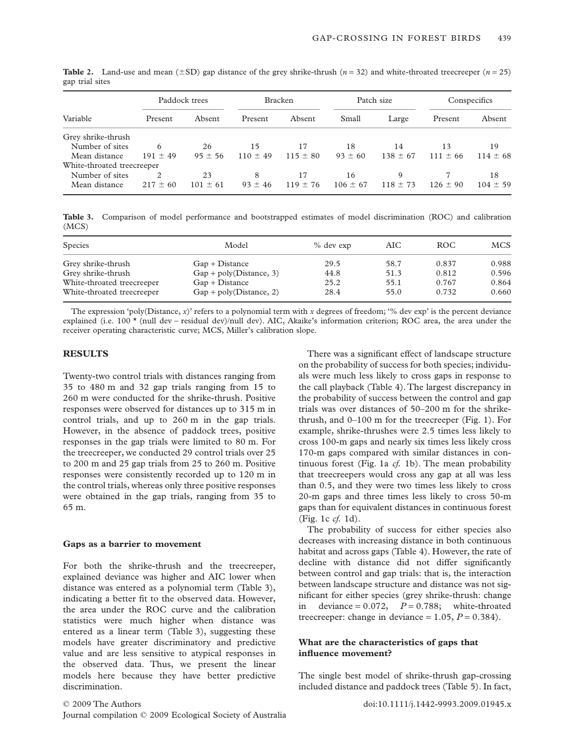**Table 2.** Land-use and mean (±SD) gap distance of the grey shrike-thrush ($n = 32$) and white-throated treecreeper ($n = 25$) gap trial sites

| Variable | Paddock trees | | Bracken | | Patch size | | Conspecifics | |
|---|---|---|---|---|---|---|---|---|
| | Present | Absent | Present | Absent | Small | Large | Present | Absent |
| Grey shrike-thrush | | | | | | | | |
| Number of sites | 6 | 26 | 15 | 17 | 18 | 14 | 13 | 19 |
| Mean distance | 191 ± 49 | 95 ± 56 | 110 ± 49 | 115 ± 80 | 93 ± 60 | 138 ± 67 | 111 ± 66 | 114 ± 68 |
| White-throated treecreeper | | | | | | | | |
| Number of sites | 2 | 23 | 8 | 17 | 16 | 9 | 7 | 18 |
| Mean distance | 217 ± 60 | 101 ± 61 | 93 ± 46 | 119 ± 76 | 106 ± 67 | 118 ± 73 | 126 ± 90 | 104 ± 59 |

**Table 3.** Comparison of model performance and bootstrapped estimates of model discrimination (ROC) and calibration (MCS)

| Species | Model | % dev exp | AIC | ROC | MCS |
|---|---|---|---|---|---|
| Grey shrike-thrush | Gap + Distance | 29.5 | 58.7 | 0.837 | 0.988 |
| Grey shrike-thrush | Gap + poly(Distance, 3) | 44.8 | 51.3 | 0.812 | 0.596 |
| White-throated treecreeper | Gap + Distance | 25.2 | 55.1 | 0.767 | 0.864 |
| White-throated treecreeper | Gap + poly(Distance, 2) | 28.4 | 55.0 | 0.732 | 0.660 |

The expression 'poly(Distance, *x*)' refers to a polynomial term with *x* degrees of freedom; '% dev exp' is the percent deviance explained (i.e. 100 * (null dev – residual dev)/null dev). AIC, Akaike's information criterion; ROC area, the area under the receiver operating characteristic curve; MCS, Miller's calibration slope.

## RESULTS

Twenty-two control trials with distances ranging from 35 to 480 m and 32 gap trials ranging from 15 to 260 m were conducted for the shrike-thrush. Positive responses were observed for distances up to 315 m in control trials, and up to 260 m in the gap trials. However, in the absence of paddock trees, positive responses in the gap trials were limited to 80 m. For the treecreeper, we conducted 29 control trials over 25 to 200 m and 25 gap trials from 25 to 260 m. Positive responses were consistently recorded up to 120 m in the control trials, whereas only three positive responses were obtained in the gap trials, ranging from 35 to 65 m.

### Gaps as a barrier to movement

For both the shrike-thrush and the treecreeper, explained deviance was higher and AIC lower when distance was entered as a polynomial term (Table 3), indicating a better fit to the observed data. However, the area under the ROC curve and the calibration statistics were much higher when distance was entered as a linear term (Table 3), suggesting these models have greater discriminatory and predictive value and are less sensitive to atypical responses in the observed data. Thus, we present the linear models here because they have better predictive discrimination.

There was a significant effect of landscape structure on the probability of success for both species; individuals were much less likely to cross gaps in response to the call playback (Table 4). The largest discrepancy in the probability of success between the control and gap trials was over distances of 50–200 m for the shrike-thrush, and 0–100 m for the treecreeper (Fig. 1). For example, shrike-thrushes were 2.5 times less likely to cross 100-m gaps and nearly six times less likely cross 170-m gaps compared with similar distances in continuous forest (Fig. 1a *cf.* 1b). The mean probability that treecreepers would cross any gap at all was less than 0.5, and they were two times less likely to cross 20-m gaps and three times less likely to cross 50-m gaps than for equivalent distances in continuous forest (Fig. 1c *cf.* 1d).

The probability of success for either species also decreases with increasing distance in both continuous habitat and across gaps (Table 4). However, the rate of decline with distance did not differ significantly between control and gap trials: that is, the interaction between landscape structure and distance was not significant for either species (grey shrike-thrush: change in deviance = 0.072, $P = 0.788$; white-throated treecreeper: change in deviance = 1.05, $P = 0.384$).

### What are the characteristics of gaps that influence movement?

The single best model of shrike-thrush gap-crossing included distance and paddock trees (Table 5). In fact,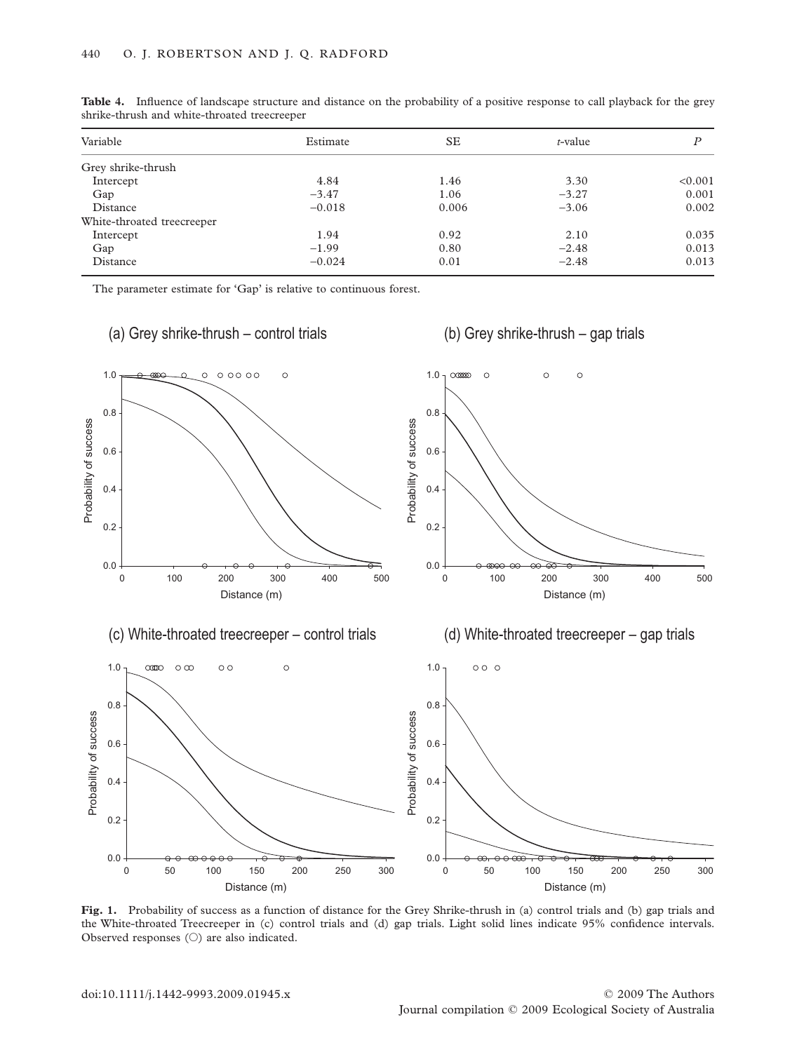**Table 4.** Influence of landscape structure and distance on the probability of a positive response to call playback for the grey shrike-thrush and white-throated treecreeper

| Variable | Estimate | SE | *t*-value | *P* |
|---|---|---|---|---|
| Grey shrike-thrush | | | | |
| Intercept | 4.84 | 1.46 | 3.30 | <0.001 |
| Gap | −3.47 | 1.06 | −3.27 | 0.001 |
| Distance | −0.018 | 0.006 | −3.06 | 0.002 |
| White-throated treecreeper | | | | |
| Intercept | 1.94 | 0.92 | 2.10 | 0.035 |
| Gap | −1.99 | 0.80 | −2.48 | 0.013 |
| Distance | −0.024 | 0.01 | −2.48 | 0.013 |

The parameter estimate for 'Gap' is relative to continuous forest.

**Fig. 1.** Probability of success as a function of distance for the Grey Shrike-thrush in (a) control trials and (b) gap trials and the White-throated Treecreeper in (c) control trials and (d) gap trials. Light solid lines indicate 95% confidence intervals. Observed responses (○) are also indicated.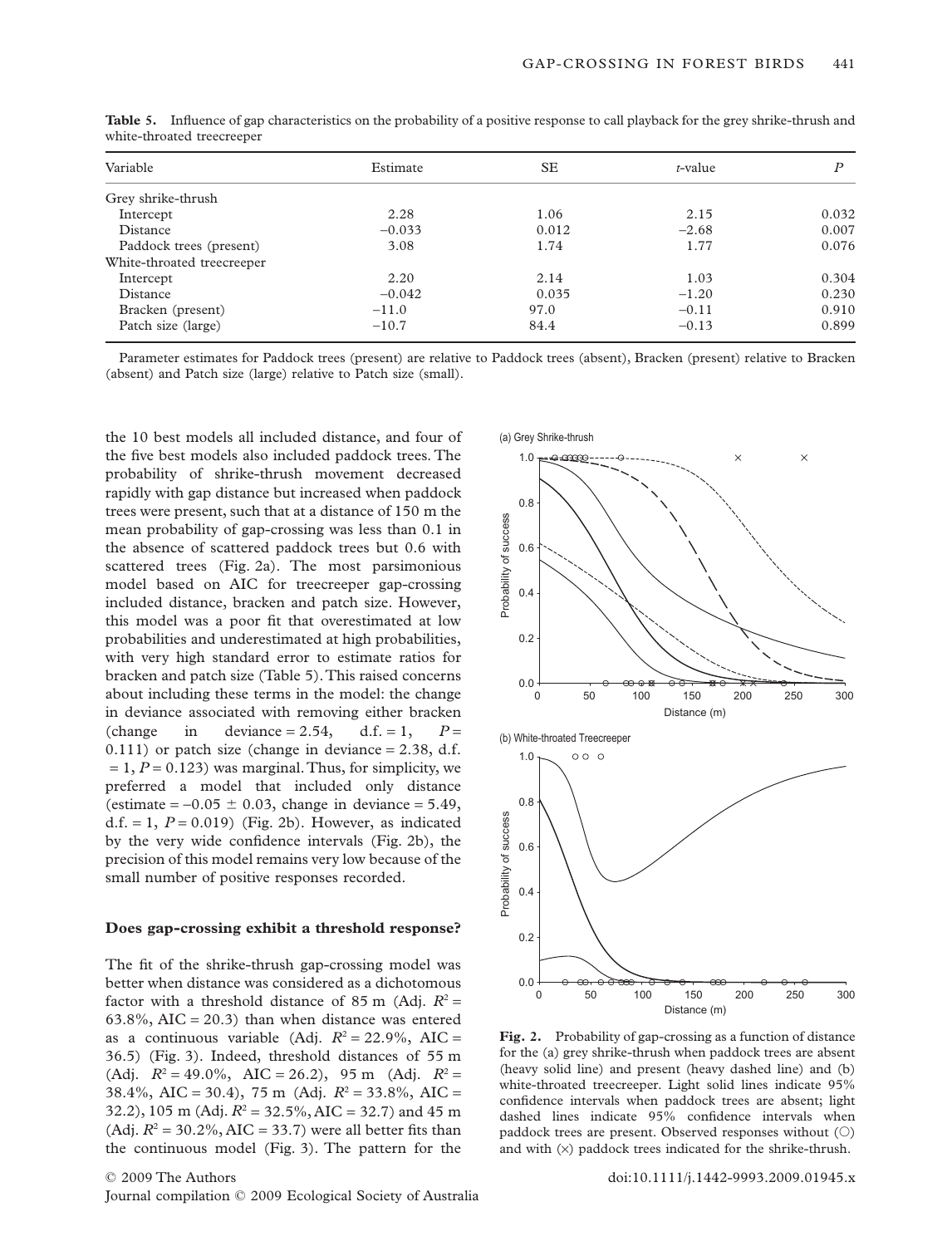**Table 5.** Influence of gap characteristics on the probability of a positive response to call playback for the grey shrike-thrush and white-throated treecreeper

| Variable | Estimate | SE | *t*-value | *P* |
|---|---|---|---|---|
| Grey shrike-thrush | | | | |
| Intercept | 2.28 | 1.06 | 2.15 | 0.032 |
| Distance | −0.033 | 0.012 | −2.68 | 0.007 |
| Paddock trees (present) | 3.08 | 1.74 | 1.77 | 0.076 |
| White-throated treecreeper | | | | |
| Intercept | 2.20 | 2.14 | 1.03 | 0.304 |
| Distance | −0.042 | 0.035 | −1.20 | 0.230 |
| Bracken (present) | −11.0 | 97.0 | −0.11 | 0.910 |
| Patch size (large) | −10.7 | 84.4 | −0.13 | 0.899 |

Parameter estimates for Paddock trees (present) are relative to Paddock trees (absent), Bracken (present) relative to Bracken (absent) and Patch size (large) relative to Patch size (small).

the 10 best models all included distance, and four of the five best models also included paddock trees. The probability of shrike-thrush movement decreased rapidly with gap distance but increased when paddock trees were present, such that at a distance of 150 m the mean probability of gap-crossing was less than 0.1 in the absence of scattered paddock trees but 0.6 with scattered trees (Fig. 2a). The most parsimonious model based on AIC for treecreeper gap-crossing included distance, bracken and patch size. However, this model was a poor fit that overestimated at low probabilities and underestimated at high probabilities, with very high standard error to estimate ratios for bracken and patch size (Table 5). This raised concerns about including these terms in the model: the change in deviance associated with removing either bracken (change in deviance = 2.54, d.f. = 1, $P$ = 0.111) or patch size (change in deviance = 2.38, d.f. = 1, $P$ = 0.123) was marginal. Thus, for simplicity, we preferred a model that included only distance (estimate = −0.05 ± 0.03, change in deviance = 5.49, d.f. = 1, $P$ = 0.019) (Fig. 2b). However, as indicated by the very wide confidence intervals (Fig. 2b), the precision of this model remains very low because of the small number of positive responses recorded.

### Does gap-crossing exhibit a threshold response?

The fit of the shrike-thrush gap-crossing model was better when distance was considered as a dichotomous factor with a threshold distance of 85 m (Adj. $R^2$ = 63.8%, AIC = 20.3) than when distance was entered as a continuous variable (Adj. $R^2$ = 22.9%, AIC = 36.5) (Fig. 3). Indeed, threshold distances of 55 m (Adj. $R^2$ = 49.0%, AIC = 26.2), 95 m (Adj. $R^2$ = 38.4%, AIC = 30.4), 75 m (Adj. $R^2$ = 33.8%, AIC = 32.2), 105 m (Adj. $R^2$ = 32.5%, AIC = 32.7) and 45 m (Adj. $R^2$ = 30.2%, AIC = 33.7) were all better fits than the continuous model (Fig. 3). The pattern for the

**Fig. 2.** Probability of gap-crossing as a function of distance for the (a) grey shrike-thrush when paddock trees are absent (heavy solid line) and present (heavy dashed line) and (b) white-throated treecreeper. Light solid lines indicate 95% confidence intervals when paddock trees are absent; light dashed lines indicate 95% confidence intervals when paddock trees are present. Observed responses without (○) and with (×) paddock trees indicated for the shrike-thrush.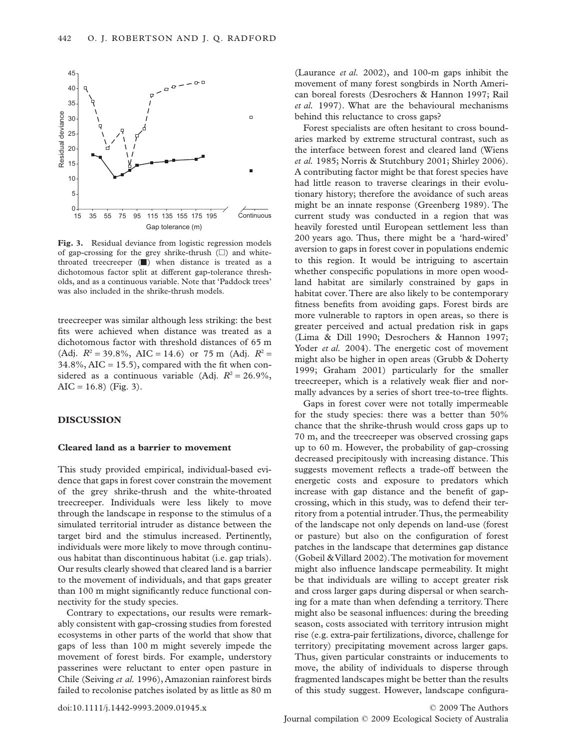**Fig. 3.** Residual deviance from logistic regression models of gap-crossing for the grey shrike-thrush (□) and white-throated treecreeper (■) when distance is treated as a dichotomous factor split at different gap-tolerance thresholds, and as a continuous variable. Note that 'Paddock trees' was also included in the shrike-thrush models.

treecreeper was similar although less striking: the best fits were achieved when distance was treated as a dichotomous factor with threshold distances of 65 m (Adj. $R^2$ = 39.8%, AIC = 14.6) or 75 m (Adj. $R^2$ = 34.8%, AIC = 15.5), compared with the fit when considered as a continuous variable (Adj. $R^2$ = 26.9%, AIC = 16.8) (Fig. 3).

## DISCUSSION

### Cleared land as a barrier to movement

This study provided empirical, individual-based evidence that gaps in forest cover constrain the movement of the grey shrike-thrush and the white-throated treecreeper. Individuals were less likely to move through the landscape in response to the stimulus of a simulated territorial intruder as distance between the target bird and the stimulus increased. Pertinently, individuals were more likely to move through continuous habitat than discontinuous habitat (i.e. gap trials). Our results clearly showed that cleared land is a barrier to the movement of individuals, and that gaps greater than 100 m might significantly reduce functional connectivity for the study species.

Contrary to expectations, our results were remarkably consistent with gap-crossing studies from forested ecosystems in other parts of the world that show that gaps of less than 100 m might severely impede the movement of forest birds. For example, understory passerines were reluctant to enter open pasture in Chile (Seiving *et al.* 1996), Amazonian rainforest birds failed to recolonise patches isolated by as little as 80 m (Laurance *et al.* 2002), and 100-m gaps inhibit the movement of many forest songbirds in North American boreal forests (Desrochers & Hannon 1997; Rail *et al.* 1997). What are the behavioural mechanisms behind this reluctance to cross gaps?

Forest specialists are often hesitant to cross boundaries marked by extreme structural contrast, such as the interface between forest and cleared land (Wiens *et al.* 1985; Norris & Stutchbury 2001; Shirley 2006). A contributing factor might be that forest species have had little reason to traverse clearings in their evolutionary history; therefore the avoidance of such areas might be an innate response (Greenberg 1989). The current study was conducted in a region that was heavily forested until European settlement less than 200 years ago. Thus, there might be a 'hard-wired' aversion to gaps in forest cover in populations endemic to this region. It would be intriguing to ascertain whether conspecific populations in more open woodland habitat are similarly constrained by gaps in habitat cover. There are also likely to be contemporary fitness benefits from avoiding gaps. Forest birds are more vulnerable to raptors in open areas, so there is greater perceived and actual predation risk in gaps (Lima & Dill 1990; Desrochers & Hannon 1997; Yoder *et al.* 2004). The energetic cost of movement might also be higher in open areas (Grubb & Doherty 1999; Graham 2001) particularly for the smaller treecreeper, which is a relatively weak flier and normally advances by a series of short tree-to-tree flights.

Gaps in forest cover were not totally impermeable for the study species: there was a better than 50% chance that the shrike-thrush would cross gaps up to 70 m, and the treecreeper was observed crossing gaps up to 60 m. However, the probability of gap-crossing decreased precipitously with increasing distance. This suggests movement reflects a trade-off between the energetic costs and exposure to predators which increase with gap distance and the benefit of gap-crossing, which in this study, was to defend their territory from a potential intruder. Thus, the permeability of the landscape not only depends on land-use (forest or pasture) but also on the configuration of forest patches in the landscape that determines gap distance (Gobeil & Villard 2002). The motivation for movement might also influence landscape permeability. It might be that individuals are willing to accept greater risk and cross larger gaps during dispersal or when searching for a mate than when defending a territory. There might also be seasonal influences: during the breeding season, costs associated with territory intrusion might rise (e.g. extra-pair fertilizations, divorce, challenge for territory) precipitating movement across larger gaps. Thus, given particular constraints or inducements to move, the ability of individuals to disperse through fragmented landscapes might be better than the results of this study suggest. However, landscape configura-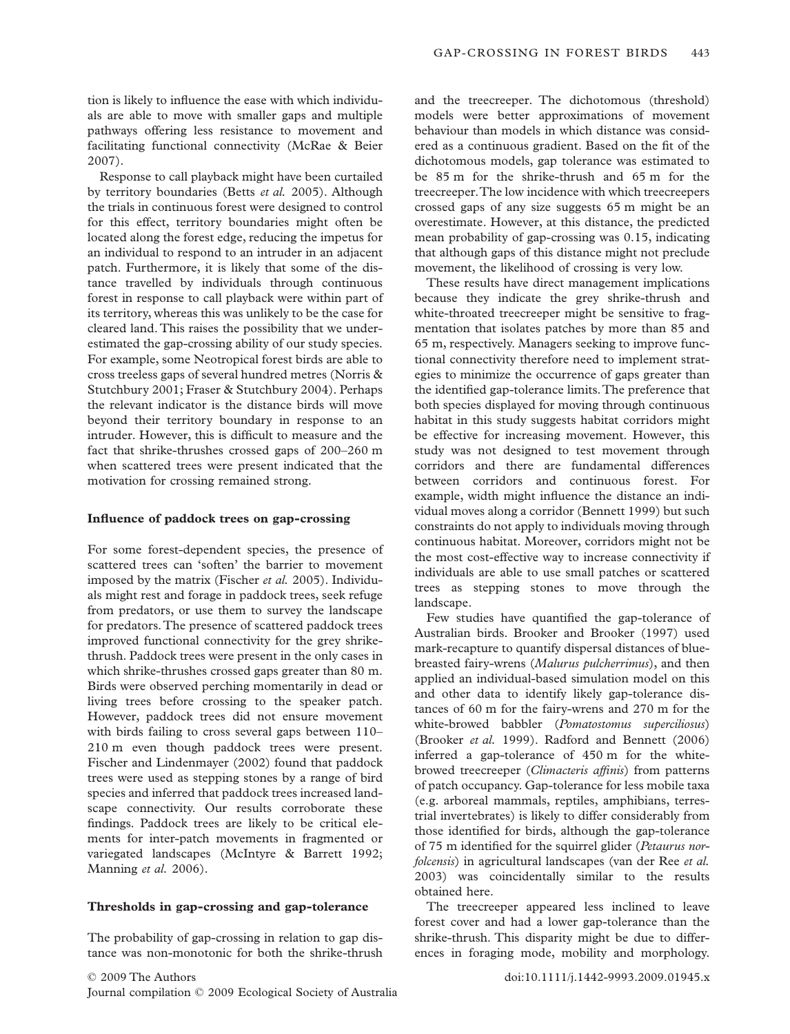tion is likely to influence the ease with which individuals are able to move with smaller gaps and multiple pathways offering less resistance to movement and facilitating functional connectivity (McRae & Beier 2007).

Response to call playback might have been curtailed by territory boundaries (Betts *et al.* 2005). Although the trials in continuous forest were designed to control for this effect, territory boundaries might often be located along the forest edge, reducing the impetus for an individual to respond to an intruder in an adjacent patch. Furthermore, it is likely that some of the distance travelled by individuals through continuous forest in response to call playback were within part of its territory, whereas this was unlikely to be the case for cleared land. This raises the possibility that we underestimated the gap-crossing ability of our study species. For example, some Neotropical forest birds are able to cross treeless gaps of several hundred metres (Norris & Stutchbury 2001; Fraser & Stutchbury 2004). Perhaps the relevant indicator is the distance birds will move beyond their territory boundary in response to an intruder. However, this is difficult to measure and the fact that shrike-thrushes crossed gaps of 200–260 m when scattered trees were present indicated that the motivation for crossing remained strong.

### Influence of paddock trees on gap-crossing

For some forest-dependent species, the presence of scattered trees can 'soften' the barrier to movement imposed by the matrix (Fischer *et al.* 2005). Individuals might rest and forage in paddock trees, seek refuge from predators, or use them to survey the landscape for predators. The presence of scattered paddock trees improved functional connectivity for the grey shrike-thrush. Paddock trees were present in the only cases in which shrike-thrushes crossed gaps greater than 80 m. Birds were observed perching momentarily in dead or living trees before crossing to the speaker patch. However, paddock trees did not ensure movement with birds failing to cross several gaps between 110–210 m even though paddock trees were present. Fischer and Lindenmayer (2002) found that paddock trees were used as stepping stones by a range of bird species and inferred that paddock trees increased landscape connectivity. Our results corroborate these findings. Paddock trees are likely to be critical elements for inter-patch movements in fragmented or variegated landscapes (McIntyre & Barrett 1992; Manning *et al.* 2006).

### Thresholds in gap-crossing and gap-tolerance

The probability of gap-crossing in relation to gap distance was non-monotonic for both the shrike-thrush and the treecreeper. The dichotomous (threshold) models were better approximations of movement behaviour than models in which distance was considered as a continuous gradient. Based on the fit of the dichotomous models, gap tolerance was estimated to be 85 m for the shrike-thrush and 65 m for the treecreeper. The low incidence with which treecreepers crossed gaps of any size suggests 65 m might be an overestimate. However, at this distance, the predicted mean probability of gap-crossing was 0.15, indicating that although gaps of this distance might not preclude movement, the likelihood of crossing is very low.

These results have direct management implications because they indicate the grey shrike-thrush and white-throated treecreeper might be sensitive to fragmentation that isolates patches by more than 85 and 65 m, respectively. Managers seeking to improve functional connectivity therefore need to implement strategies to minimize the occurrence of gaps greater than the identified gap-tolerance limits. The preference that both species displayed for moving through continuous habitat in this study suggests habitat corridors might be effective for increasing movement. However, this study was not designed to test movement through corridors and there are fundamental differences between corridors and continuous forest. For example, width might influence the distance an individual moves along a corridor (Bennett 1999) but such constraints do not apply to individuals moving through continuous habitat. Moreover, corridors might not be the most cost-effective way to increase connectivity if individuals are able to use small patches or scattered trees as stepping stones to move through the landscape.

Few studies have quantified the gap-tolerance of Australian birds. Brooker and Brooker (1997) used mark-recapture to quantify dispersal distances of blue-breasted fairy-wrens (*Malurus pulcherrimus*), and then applied an individual-based simulation model on this and other data to identify likely gap-tolerance distances of 60 m for the fairy-wrens and 270 m for the white-browed babbler (*Pomatostomus superciliosus*) (Brooker *et al.* 1999). Radford and Bennett (2006) inferred a gap-tolerance of 450 m for the white-browed treecreeper (*Climacteris affinis*) from patterns of patch occupancy. Gap-tolerance for less mobile taxa (e.g. arboreal mammals, reptiles, amphibians, terrestrial invertebrates) is likely to differ considerably from those identified for birds, although the gap-tolerance of 75 m identified for the squirrel glider (*Petaurus norfolcensis*) in agricultural landscapes (van der Ree *et al.* 2003) was coincidentally similar to the results obtained here.

The treecreeper appeared less inclined to leave forest cover and had a lower gap-tolerance than the shrike-thrush. This disparity might be due to differences in foraging mode, mobility and morphology.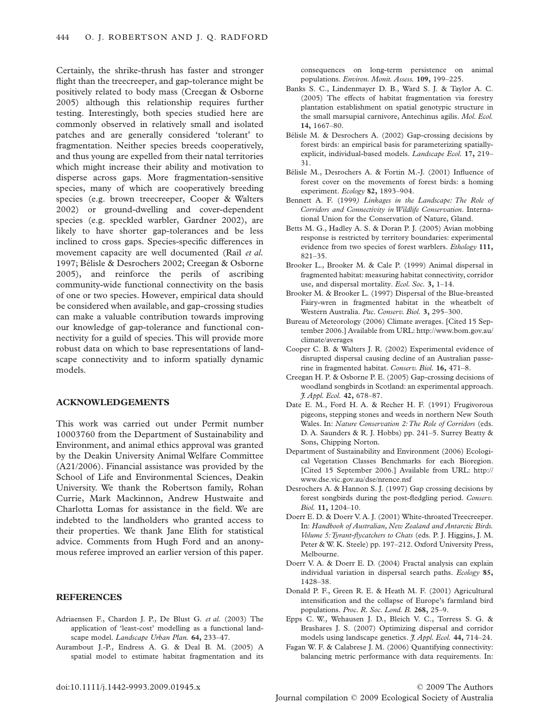Certainly, the shrike-thrush has faster and stronger flight than the treecreeper, and gap-tolerance might be positively related to body mass (Creegan & Osborne 2005) although this relationship requires further testing. Interestingly, both species studied here are commonly observed in relatively small and isolated patches and are generally considered 'tolerant' to fragmentation. Neither species breeds cooperatively, and thus young are expelled from their natal territories which might increase their ability and motivation to disperse across gaps. More fragmentation-sensitive species, many of which are cooperatively breeding species (e.g. brown treecreeper, Cooper & Walters 2002) or ground-dwelling and cover-dependent species (e.g. speckled warbler, Gardner 2002), are likely to have shorter gap-tolerances and be less inclined to cross gaps. Species-specific differences in movement capacity are well documented (Rail *et al.* 1997; Bélisle & Desrochers 2002; Creegan & Osborne 2005), and reinforce the perils of ascribing community-wide functional connectivity on the basis of one or two species. However, empirical data should be considered when available, and gap-crossing studies can make a valuable contribution towards improving our knowledge of gap-tolerance and functional connectivity for a guild of species. This will provide more robust data on which to base representations of landscape connectivity and to inform spatially dynamic models.

## ACKNOWLEDGEMENTS

This work was carried out under Permit number 10003760 from the Department of Sustainability and Environment, and animal ethics approval was granted by the Deakin University Animal Welfare Committee (A21/2006). Financial assistance was provided by the School of Life and Environmental Sciences, Deakin University. We thank the Robertson family, Rohan Currie, Mark Mackinnon, Andrew Hustwaite and Charlotta Lomas for assistance in the field. We are indebted to the landholders who granted access to their properties. We thank Jane Elith for statistical advice. Comments from Hugh Ford and an anonymous referee improved an earlier version of this paper.

## REFERENCES

Adriaensen F., Chardon J. P., De Blust G. *et al.* (2003) The application of 'least-cost' modelling as a functional landscape model. *Landscape Urban Plan.* **64,** 233–47.

Aurambout J.-P., Endress A. G. & Deal B. M. (2005) A spatial model to estimate habitat fragmentation and its consequences on long-term persistence on animal populations. *Environ. Monit. Assess.* **109,** 199–225.

Banks S. C., Lindenmayer D. B., Ward S. J. & Taylor A. C. (2005) The effects of habitat fragmentation via forestry plantation establishment on spatial genotypic structure in the small marsupial carnivore, Antechinus agilis. *Mol. Ecol.* **14,** 1667–80.

Bélisle M. & Desrochers A. (2002) Gap-crossing decisions by forest birds: an empirical basis for parameterizing spatially-explicit, individual-based models. *Landscape Ecol.* **17,** 219–31.

Bélisle M., Desrochers A. & Fortin M.-J. (2001) Influence of forest cover on the movements of forest birds: a homing experiment. *Ecology* **82,** 1893–904.

Bennett A. F. (1999) *Linkages in the Landscape: The Role of Corridors and Connectivity in Wildlife Conservation*. International Union for the Conservation of Nature, Gland.

Betts M. G., Hadley A. S. & Doran P. J. (2005) Avian mobbing response is restricted by territory boundaries: experimental evidence from two species of forest warblers. *Ethology* **111,** 821–35.

Brooker L., Brooker M. & Cale P. (1999) Animal dispersal in fragmented habitat: measuring habitat connectivity, corridor use, and dispersal mortality. *Ecol. Soc.* **3,** 1–14.

Brooker M. & Brooker L. (1997) Dispersal of the Blue-breasted Fairy-wren in fragmented habitat in the wheatbelt of Western Australia. *Pac. Conserv. Biol.* **3,** 295–300.

Bureau of Meteorology (2006) Climate averages. [Cited 15 September 2006.] Available from URL: http://www.bom.gov.au/climate/averages

Cooper C. B. & Walters J. R. (2002) Experimental evidence of disrupted dispersal causing decline of an Australian passerine in fragmented habitat. *Conserv. Biol.* **16,** 471–8.

Creegan H. P. & Osborne P. E. (2005) Gap-crossing decisions of woodland songbirds in Scotland: an experimental approach. *J. Appl. Ecol.* **42,** 678–87.

Date E. M., Ford H. A. & Recher H. F. (1991) Frugivorous pigeons, stepping stones and weeds in northern New South Wales. In: *Nature Conservation 2: The Role of Corridors* (eds. D. A. Saunders & R. J. Hobbs) pp. 241–5. Surrey Beatty & Sons, Chipping Norton.

Department of Sustainability and Environment (2006) Ecological Vegetation Classes Benchmarks for each Bioregion. [Cited 15 September 2006.] Available from URL: http://www.dse.vic.gov.au/dse/nrence.nsf

Desrochers A. & Hannon S. J. (1997) Gap crossing decisions by forest songbirds during the post-fledgling period. *Conserv. Biol.* **11,** 1204–10.

Doerr E. D. & Doerr V. A. J. (2001) White-throated Treecreeper. In: *Handbook of Australian, New Zealand and Antarctic Birds. Volume 5: Tyrant-flycatchers to Chats* (eds. P. J. Higgins, J. M. Peter & W. K. Steele) pp. 197–212. Oxford University Press, Melbourne.

Doerr V. A. & Doerr E. D. (2004) Fractal analysis can explain individual variation in dispersal search paths. *Ecology* **85,** 1428–38.

Donald P. F., Green R. E. & Heath M. F. (2001) Agricultural intensification and the collapse of Europe's farmland bird populations. *Proc. R. Soc. Lond. B.* **268,** 25–9.

Epps C. W., Wehausen J. D., Bleich V. C., Torress S. G. & Brashares J. S. (2007) Optimizing dispersal and corridor models using landscape genetics. *J. Appl. Ecol.* **44,** 714–24.

Fagan W. F. & Calabrese J. M. (2006) Quantifying connectivity: balancing metric performance with data requirements. In: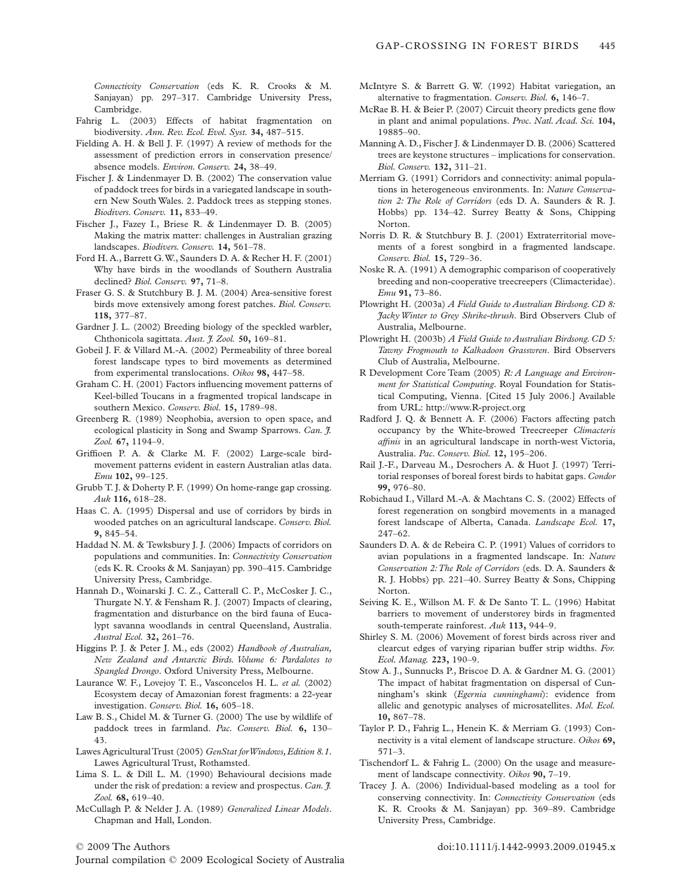*Connectivity Conservation* (eds K. R. Crooks & M. Sanjayan) pp. 297–317. Cambridge University Press, Cambridge.

Fahrig L. (2003) Effects of habitat fragmentation on biodiversity. *Ann. Rev. Ecol. Evol. Syst.* **34,** 487–515.

Fielding A. H. & Bell J. F. (1997) A review of methods for the assessment of prediction errors in conservation presence/absence models. *Environ. Conserv.* **24,** 38–49.

Fischer J. & Lindenmayer D. B. (2002) The conservation value of paddock trees for birds in a variegated landscape in southern New South Wales. 2. Paddock trees as stepping stones. *Biodivers. Conserv.* **11,** 833–49.

Fischer J., Fazey I., Briese R. & Lindenmayer D. B. (2005) Making the matrix matter: challenges in Australian grazing landscapes. *Biodivers. Conserv.* **14,** 561–78.

Ford H. A., Barrett G. W., Saunders D. A. & Recher H. F. (2001) Why have birds in the woodlands of Southern Australia declined? *Biol. Conserv.* **97,** 71–8.

Fraser G. S. & Stutchbury B. J. M. (2004) Area-sensitive forest birds move extensively among forest patches. *Biol. Conserv.* **118,** 377–87.

Gardner J. L. (2002) Breeding biology of the speckled warbler, Chthonicola sagittata. *Aust. J. Zool.* **50,** 169–81.

Gobeil J. F. & Villard M.-A. (2002) Permeability of three boreal forest landscape types to bird movements as determined from experimental translocations. *Oikos* **98,** 447–58.

Graham C. H. (2001) Factors influencing movement patterns of Keel-billed Toucans in a fragmented tropical landscape in southern Mexico. *Conserv. Biol.* **15,** 1789–98.

Greenberg R. (1989) Neophobia, aversion to open space, and ecological plasticity in Song and Swamp Sparrows. *Can. J. Zool.* **67,** 1194–9.

Griffioen P. A. & Clarke M. F. (2002) Large-scale bird-movement patterns evident in eastern Australian atlas data. *Emu* **102,** 99–125.

Grubb T. J. & Doherty P. F. (1999) On home-range gap crossing. *Auk* **116,** 618–28.

Haas C. A. (1995) Dispersal and use of corridors by birds in wooded patches on an agricultural landscape. *Conserv. Biol.* **9,** 845–54.

Haddad N. M. & Tewksbury J. J. (2006) Impacts of corridors on populations and communities. In: *Connectivity Conservation* (eds K. R. Crooks & M. Sanjayan) pp. 390–415. Cambridge University Press, Cambridge.

Hannah D., Woinarski J. C. Z., Catterall C. P., McCosker J. C., Thurgate N. Y. & Fensham R. J. (2007) Impacts of clearing, fragmentation and disturbance on the bird fauna of Eucalypt savanna woodlands in central Queensland, Australia. *Austral Ecol.* **32,** 261–76.

Higgins P. J. & Peter J. M., eds (2002) *Handbook of Australian, New Zealand and Antarctic Birds. Volume 6: Pardalotes to Spangled Drongo*. Oxford University Press, Melbourne.

Laurance W. F., Lovejoy T. E., Vasconcelos H. L. *et al.* (2002) Ecosystem decay of Amazonian forest fragments: a 22-year investigation. *Conserv. Biol.* **16,** 605–18.

Law B. S., Chidel M. & Turner G. (2000) The use by wildlife of paddock trees in farmland. *Pac. Conserv. Biol.* **6,** 130–43.

Lawes Agricultural Trust (2005) *GenStat for Windows, Edition 8.1*. Lawes Agricultural Trust, Rothamsted.

Lima S. L. & Dill L. M. (1990) Behavioural decisions made under the risk of predation: a review and prospectus. *Can. J. Zool.* **68,** 619–40.

McCullagh P. & Nelder J. A. (1989) *Generalized Linear Models*. Chapman and Hall, London.

McIntyre S. & Barrett G. W. (1992) Habitat variegation, an alternative to fragmentation. *Conserv. Biol.* **6,** 146–7.

McRae B. H. & Beier P. (2007) Circuit theory predicts gene flow in plant and animal populations. *Proc. Natl. Acad. Sci.* **104,** 19885–90.

Manning A. D., Fischer J. & Lindenmayer D. B. (2006) Scattered trees are keystone structures – implications for conservation. *Biol. Conserv.* **132,** 311–21.

Merriam G. (1991) Corridors and connectivity: animal populations in heterogeneous environments. In: *Nature Conservation 2: The Role of Corridors* (eds D. A. Saunders & R. J. Hobbs) pp. 134–42. Surrey Beatty & Sons, Chipping Norton.

Norris D. R. & Stutchbury B. J. (2001) Extraterritorial movements of a forest songbird in a fragmented landscape. *Conserv. Biol.* **15,** 729–36.

Noske R. A. (1991) A demographic comparison of cooperatively breeding and non-cooperative treecreepers (Climacteridae). *Emu* **91,** 73–86.

Plowright H. (2003a) *A Field Guide to Australian Birdsong. CD 8: Jacky Winter to Grey Shrike-thrush*. Bird Observers Club of Australia, Melbourne.

Plowright H. (2003b) *A Field Guide to Australian Birdsong. CD 5: Tawny Frogmouth to Kalkadoon Grasswren*. Bird Observers Club of Australia, Melbourne.

R Development Core Team (2005) *R: A Language and Environment for Statistical Computing*. Royal Foundation for Statistical Computing, Vienna. [Cited 15 July 2006.] Available from URL: http://www.R-project.org

Radford J. Q. & Bennett A. F. (2006) Factors affecting patch occupancy by the White-browed Treecreeper *Climacteris affinis* in an agricultural landscape in north-west Victoria, Australia. *Pac. Conserv. Biol.* **12,** 195–206.

Rail J.-F., Darveau M., Desrochers A. & Huot J. (1997) Territorial responses of boreal forest birds to habitat gaps. *Condor* **99,** 976–80.

Robichaud I., Villard M.-A. & Machtans C. S. (2002) Effects of forest regeneration on songbird movements in a managed forest landscape of Alberta, Canada. *Landscape Ecol.* **17,** 247–62.

Saunders D. A. & de Rebeira C. P. (1991) Values of corridors to avian populations in a fragmented landscape. In: *Nature Conservation 2: The Role of Corridors* (eds. D. A. Saunders & R. J. Hobbs) pp. 221–40. Surrey Beatty & Sons, Chipping Norton.

Seiving K. E., Willson M. F. & De Santo T. L. (1996) Habitat barriers to movement of understorey birds in fragmented south-temperate rainforest. *Auk* **113,** 944–9.

Shirley S. M. (2006) Movement of forest birds across river and clearcut edges of varying riparian buffer strip widths. *For. Ecol. Manag.* **223,** 190–9.

Stow A. J., Sunnucks P., Briscoe D. A. & Gardner M. G. (2001) The impact of habitat fragmentation on dispersal of Cunningham's skink (*Egernia cunninghami*): evidence from allelic and genotypic analyses of microsatellites. *Mol. Ecol.* **10,** 867–78.

Taylor P. D., Fahrig L., Henein K. & Merriam G. (1993) Connectivity is a vital element of landscape structure. *Oikos* **69,** 571–3.

Tischendorf L. & Fahrig L. (2000) On the usage and measurement of landscape connectivity. *Oikos* **90,** 7–19.

Tracey J. A. (2006) Individual-based modeling as a tool for conserving connectivity. In: *Connectivity Conservation* (eds K. R. Crooks & M. Sanjayan) pp. 369–89. Cambridge University Press, Cambridge.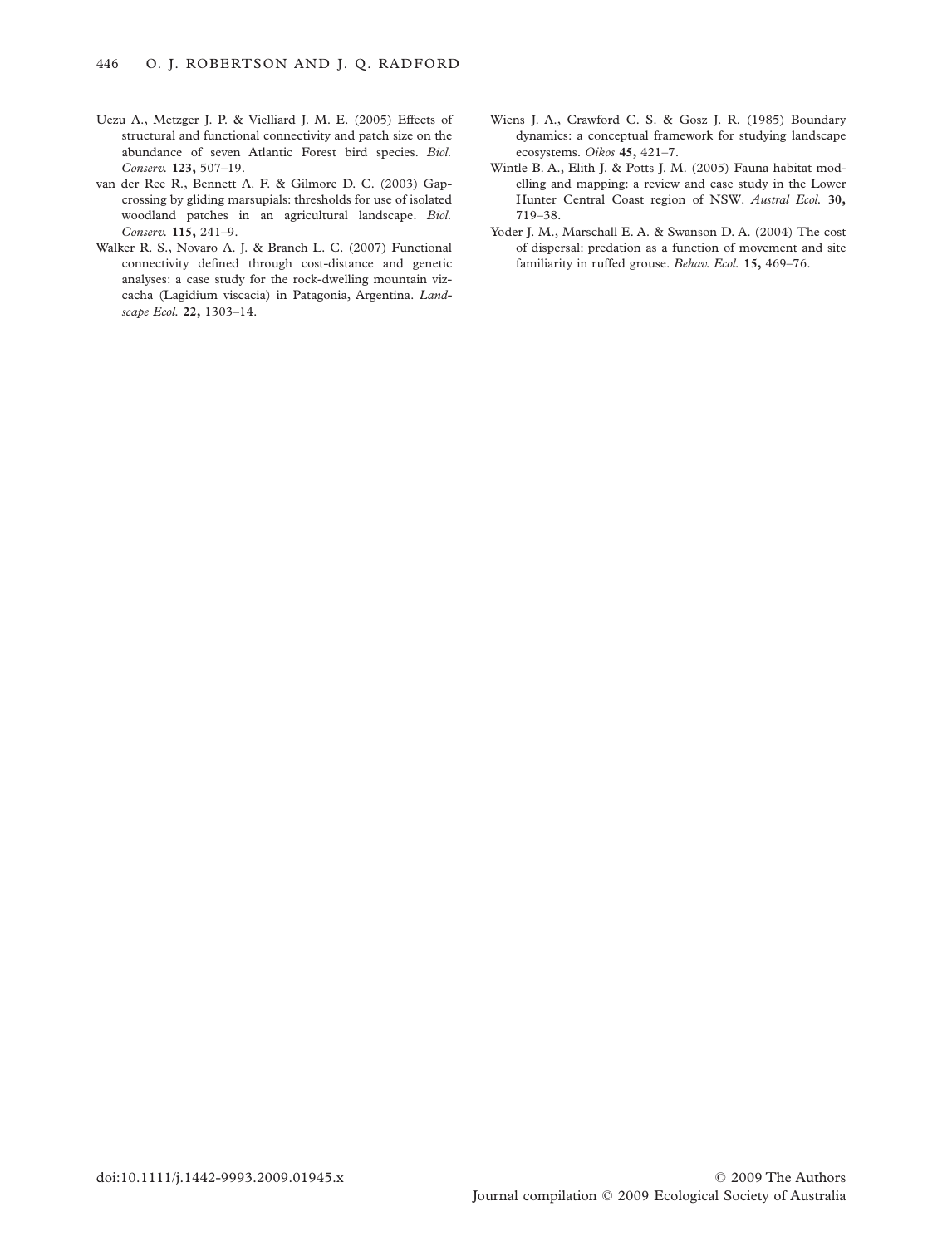Uezu A., Metzger J. P. & Vielliard J. M. E. (2005) Effects of structural and functional connectivity and patch size on the abundance of seven Atlantic Forest bird species. *Biol. Conserv.* **123,** 507–19.

van der Ree R., Bennett A. F. & Gilmore D. C. (2003) Gap-crossing by gliding marsupials: thresholds for use of isolated woodland patches in an agricultural landscape. *Biol. Conserv.* **115,** 241–9.

Walker R. S., Novaro A. J. & Branch L. C. (2007) Functional connectivity defined through cost-distance and genetic analyses: a case study for the rock-dwelling mountain vizcacha (Lagidium viscacia) in Patagonia, Argentina. *Landscape Ecol.* **22,** 1303–14.

Wiens J. A., Crawford C. S. & Gosz J. R. (1985) Boundary dynamics: a conceptual framework for studying landscape ecosystems. *Oikos* **45,** 421–7.

Wintle B. A., Elith J. & Potts J. M. (2005) Fauna habitat modelling and mapping: a review and case study in the Lower Hunter Central Coast region of NSW. *Austral Ecol.* **30,** 719–38.

Yoder J. M., Marschall E. A. & Swanson D. A. (2004) The cost of dispersal: predation as a function of movement and site familiarity in ruffed grouse. *Behav. Ecol.* **15,** 469–76.